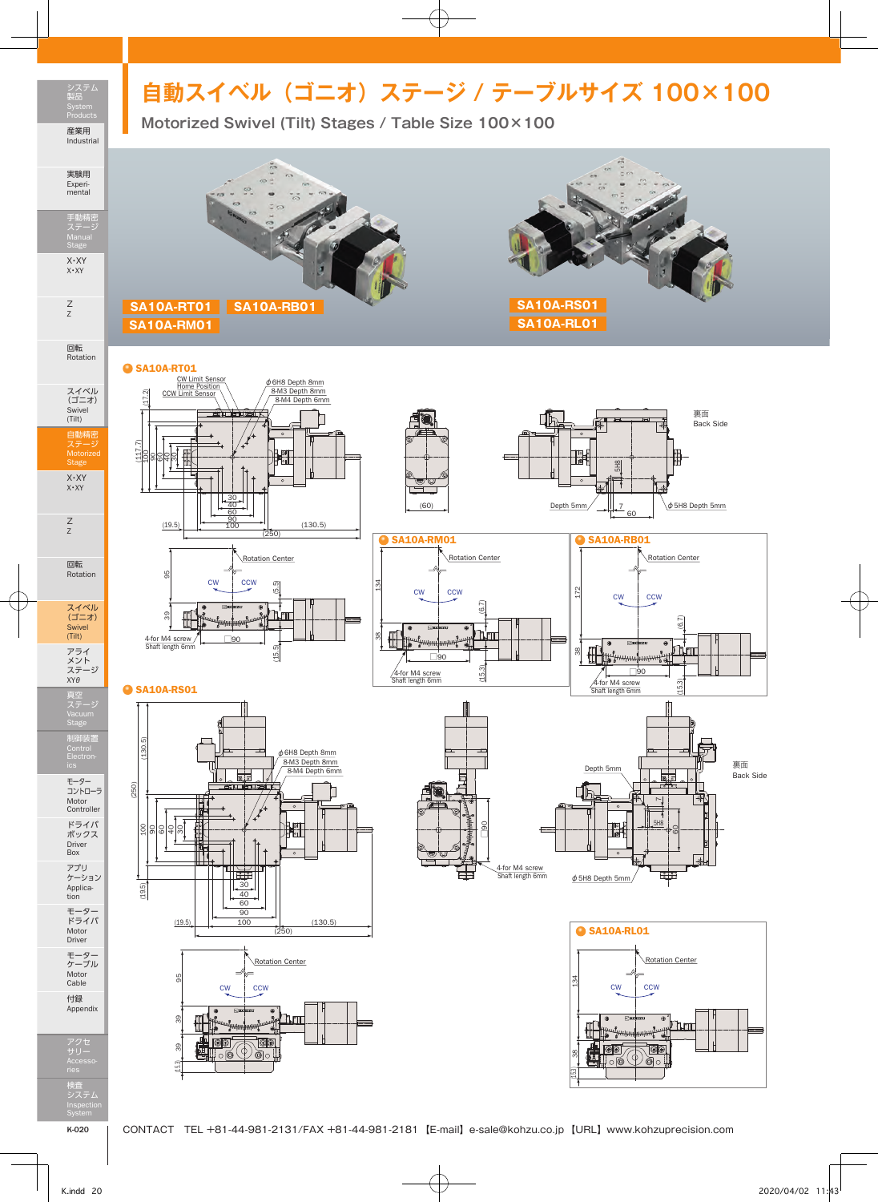# 自動スイベル（ゴニオ）ステージ / テーブルサイズ 100×100

## Motorized Swivel (Tilt) Stages / Table Size 100×100

SA10A-RT01　SA10A-RB01
SA10A-RM01

SA10A-RS01
SA10A-RL01

### SA10A-RT01

CW Limit Sensor
Home Position
CCW Limit Sensor
ϕ6H8 Depth 8mm
8-M3 Depth 8mm
8-M4 Depth 6mm

(17.2) (117.7) 100 90 60 40 30

30 40 60 90 100
(19.5) (250) (130.5)

(60)

裏面
Back Side

Depth 5mm　7　60　5H8　ϕ5H8 Depth 5mm

Rotation Center
95　CW　CCW　(5.5)
39
4-for M4 screw
Shaft length 6mm
□90
(15.5)

### SA10A-RM01

Rotation Center
134　CW　CCW　(6.7)
38
□90
4-for M4 screw
Shaft length 6mm
(15.3)

### SA10A-RB01

Rotation Center
172　CW　CCW　(6.7)
38
□90
4-for M4 screw
Shaft length 6mm
(15.3)

### SA10A-RS01

ϕ6H8 Depth 8mm
8-M3 Depth 8mm
8-M4 Depth 6mm

(130.5) (250) 100 90 60 40 30 (19.5)

30 40 60 90 100
(19.5) (250) (130.5)

□90
4-for M4 screw
Shaft length 6mm

Depth 5mm
裏面
Back Side
7　5H8　60
ϕ5H8 Depth 5mm

Rotation Center
95　CW　CCW
39
39
(15)

### SA10A-RL01

Rotation Center
134　CW　CCW
38
(15)

CONTACT　TEL +81-44-981-2131/FAX +81-44-981-2181 【E-mail】e-sale@kohzu.co.jp 【URL】www.kohzuprecision.com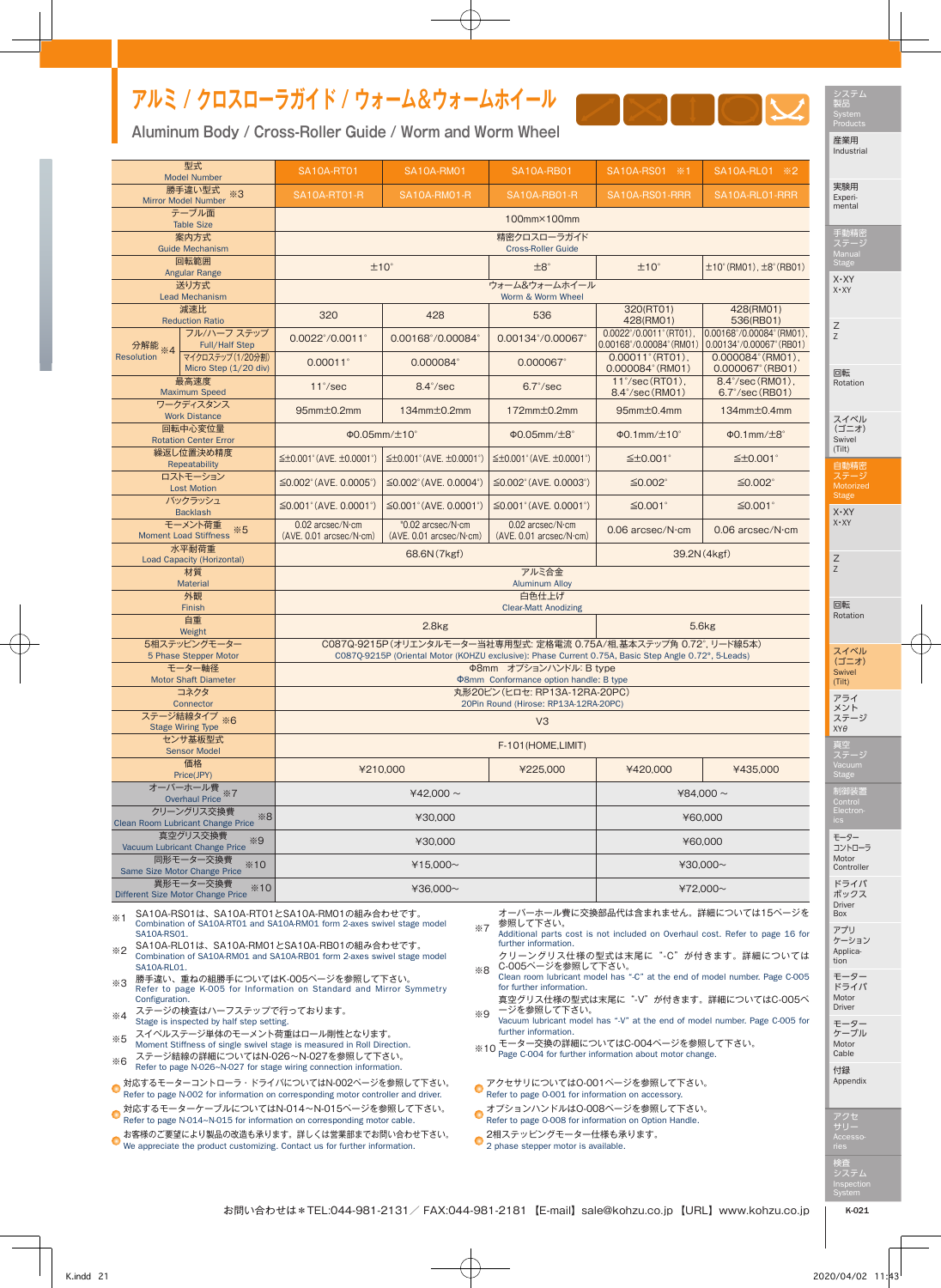# アルミ / クロスローラガイド / ウォーム&ウォームホイール

## Aluminum Body / Cross-Roller Guide / Worm and Worm Wheel

| 型式 Model Number | SA10A-RT01 | SA10A-RM01 | SA10A-RB01 | SA10A-RS01 ※1 | SA10A-RL01 ※2 |
|---|---|---|---|---|---|
| 勝手違い型式 Mirror Model Number ※3 | SA10A-RT01-R | SA10A-RM01-R | SA10A-RB01-R | SA10A-RS01-RRR | SA10A-RL01-RRR |
| テーブル面 Table Size | 100mm×100mm | | | | |
| 案内方式 Guide Mechanism | 精密クロスローラガイド Cross-Roller Guide | | | | |
| 回転範囲 Angular Range | ±10° | | ±8° | ±10° | ±10°(RM01), ±8°(RB01) |
| 送り方式 Lead Mechanism | ウォーム&ウォームホイール Worm & Worm Wheel | | | | |
| 減速比 Reduction Ratio | 320 | 428 | 536 | 320(RT01) 428(RM01) | 428(RM01) 536(RB01) |
| 分解能 Resolution ※4 フル/ハーフ ステップ Full/Half Step | 0.0022°/0.0011° | 0.00168°/0.00084° | 0.00134°/0.00067° | 0.0022°/0.0011°(RT01), 0.00168°/0.00084°(RM01) | 0.00168°/0.00084°(RM01), 0.00134°/0.00067°(RB01) |
| 分解能 Resolution ※4 マイクロステップ(1/20分割) Micro Step (1/20 div) | 0.00011° | 0.000084° | 0.000067° | 0.00011°(RT01), 0.000084°(RM01) | 0.000084°(RM01), 0.000067°(RB01) |
| 最高速度 Maximum Speed | 11°/sec | 8.4°/sec | 6.7°/sec | 11°/sec(RT01), 8.4°/sec(RM01) | 8.4°/sec(RM01), 6.7°/sec(RB01) |
| ワークディスタンス Work Distance | 95mm±0.2mm | 134mm±0.2mm | 172mm±0.2mm | 95mm±0.4mm | 134mm±0.4mm |
| 回転中心変位量 Rotation Center Error | Φ0.05mm/±10° | | Φ0.05mm/±8° | Φ0.1mm/±10° | Φ0.1mm/±8° |
| 繰返し位置決め精度 Repeatability | ≦±0.001°(AVE. ±0.0001°) | ≦±0.001°(AVE. ±0.0001°) | ≦±0.001°(AVE. ±0.0001°) | ≦±0.001° | ≦±0.001° |
| ロストモーション Lost Motion | ≦0.002°(AVE. 0.0005°) | ≦0.002°(AVE. 0.0004°) | ≦0.002°(AVE. 0.0003°) | ≦0.002° | ≦0.002° |
| バックラッシュ Backlash | ≦0.001°(AVE. 0.0001°) | ≦0.001°(AVE. 0.0001°) | ≦0.001°(AVE. 0.0001°) | ≦0.001° | ≦0.001° |
| モーメント荷重 Moment Load Stiffness ※5 | 0.02 arcsec/N·cm (AVE. 0.01 arcsec/N·cm) | "0.02 arcsec/N·cm (AVE. 0.01 arcsec/N·cm) | 0.02 arcsec/N·cm (AVE. 0.01 arcsec/N·cm) | 0.06 arcsec/N·cm | 0.06 arcsec/N·cm |
| 水平耐荷重 Load Capacity (Horizontal) | 68.6N(7kgf) | | | 39.2N(4kgf) | |
| 材質 Material | アルミ合金 Aluminum Alloy | | | | |
| 外観 Finish | 白色仕上げ Clear-Matt Anodizing | | | | |
| 自重 Weight | 2.8kg | | | 5.6kg | |
| 5相ステッピングモーター 5 Phase Stepper Motor | C087Q-9215P(オリエンタルモーター当社専用型式: 定格電流 0.75A/相,基本ステップ角 0.72°, リード線5本) C087Q-9215P (Oriental Motor (KOHZU exclusive): Phase Current 0.75A, Basic Step Angle 0.72°, 5-Leads) | | | | |
| モーター軸径 Motor Shaft Diameter | Φ8mm オプションハンドル: B type Φ8mm Conformance option handle: B type | | | | |
| コネクタ Connector | 丸形20ピン(ヒロセ: RP13A-12RA-20PC) 20Pin Round (Hirose: RP13A-12RA-20PC) | | | | |
| ステージ結線タイプ Stage Wiring Type ※6 | V3 | | | | |
| センサ基板型式 Sensor Model | F-101(HOME,LIMIT) | | | | |
| 価格 Price(JPY) | ¥210,000 | | ¥225,000 | ¥420,000 | ¥435,000 |
| オーバーホール費 Overhaul Price ※7 | ¥42,000～ | | | ¥84,000～ | |
| クリーングリス交換費 Clean Room Lubricant Change Price ※8 | ¥30,000 | | | ¥60,000 | |
| 真空グリス交換費 Vacuum Lubricant Change Price ※9 | ¥30,000 | | | ¥60,000 | |
| 同形モーター交換費 Same Size Motor Change Price ※10 | ¥15,000～ | | | ¥30,000～ | |
| 異形モーター交換費 Different Size Motor Change Price ※10 | ¥36,000～ | | | ¥72,000～ | |

※1 SA10A-RS01は、SA10A-RT01とSA10A-RM01の組み合わせです。 Combination of SA10A-RT01 and SA10A-RM01 form 2-axes swivel stage model SA10A-RS01.

※2 SA10A-RL01は、SA10A-RM01とSA10A-RB01の組み合わせです。 Combination of SA10A-RM01 and SA10A-RB01 form 2-axes swivel stage model SA10A-RL01.

※3 勝手違い、重ねの組勝手についてはK-005ページを参照して下さい。 Refer to page K-005 for Information on Standard and Mirror Symmetry Configuration.

※4 ステージの検査はハーフステップで行っております。 Stage is inspected by half step setting.

※5 スイベルステージ単体のモーメント荷重はロール剛性となります。 Moment Stiffness of single swivel stage is measured in Roll Direction.

※6 ステージ結線の詳細についてはN-026～N-027を参照して下さい。 Refer to page N-026～N-027 for stage wiring connection information.

※7 オーバーホール費に交換部品代は含まれません。詳細については15ページを参照して下さい。 Additional parts cost is not included on Overhaul cost. Refer to page 16 for further information.

※8 クリーングリス仕様の型式は末尾に "-C" が付きます。詳細についてはC-005ページを参照して下さい。 Clean room lubricant model has "-C" at the end of model number. Page C-005 for further information.

※9 真空グリス仕様の型式は末尾に "-V" が付きます。詳細についてはC-005ページを参照して下さい。 Vacuum lubricant model has "-V" at the end of model number. Page C-005 for further information.

※10 モーター交換の詳細についてはC-004ページを参照して下さい。 Refer to page C-004 for further information about motor change.

- 対応するモーターコントローラ・ドライバについてはN-002ページを参照して下さい。 Refer to page N-002 for information on corresponding motor controller and driver.
- 対応するモーターケーブルについてはN-014～N-015ページを参照して下さい。 Refer to page N-014～N-015 for information on corresponding motor cable.
- お客様のご要望により製品の改造も承ります。詳しくは営業部までお問い合わせ下さい。 We appreciate the product customizing. Contact us for further information.
- アクセサリについてはO-001ページを参照して下さい。 Refer to page O-001 for information on accessory.
- オプションハンドルはO-008ページを参照して下さい。 Refer to page O-008 for information on Option Handle.
- 2相ステッピングモーター仕様も承ります。 2 phase stepper motor is available.

お問い合わせは＊TEL:044-981-2131／FAX:044-981-2181 【E-mail】sale@kohzu.co.jp 【URL】www.kohzu.co.jp